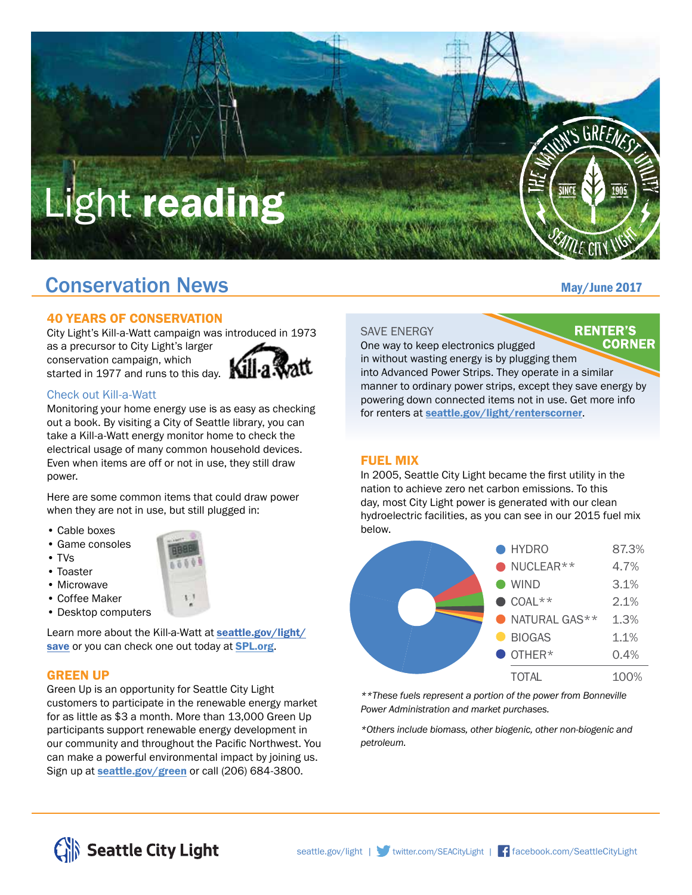# Light **reading**

THE NATION'S GREENEST UTILITY · SINCE 1905 · SEATTLE CITY LIGHT

## Conservation News

May/June 2017

### 40 YEARS OF CONSERVATION

City Light's Kill-a-Watt campaign was introduced in 1973 as a precursor to City Light's larger conservation campaign, which started in 1977 and runs to this day.

#### Check out Kill-a-Watt

Monitoring your home energy use is as easy as checking out a book. By visiting a City of Seattle library, you can take a Kill-a-Watt energy monitor home to check the electrical usage of many common household devices. Even when items are off or not in use, they still draw power.

Here are some common items that could draw power when they are not in use, but still plugged in:

- Cable boxes
- Game consoles
- TVs
- Toaster
- Microwave
- Coffee Maker
- Desktop computers

Learn more about the Kill-a-Watt at **seattle.gov/light/save** or you can check one out today at **SPL.org**.

### GREEN UP

Green Up is an opportunity for Seattle City Light customers to participate in the renewable energy market for as little as $3 a month. More than 13,000 Green Up participants support renewable energy development in our community and throughout the Pacific Northwest. You can make a powerful environmental impact by joining us. Sign up at **seattle.gov/green** or call (206) 684-3800.

### RENTER'S CORNER

SAVE ENERGY

One way to keep electronics plugged in without wasting energy is by plugging them into Advanced Power Strips. They operate in a similar manner to ordinary power strips, except they save energy by powering down connected items not in use. Get more info for renters at **seattle.gov/light/renterscorner**.

### FUEL MIX

In 2005, Seattle City Light became the first utility in the nation to achieve zero net carbon emissions. To this day, most City Light power is generated with our clean hydroelectric facilities, as you can see in our 2015 fuel mix below.

| Source | Percent |
|---|---|
| HYDRO | 87.3% |
| NUCLEAR** | 4.7% |
| WIND | 3.1% |
| COAL** | 2.1% |
| NATURAL GAS** | 1.3% |
| BIOGAS | 1.1% |
| OTHER* | 0.4% |
| TOTAL | 100% |

*\*\*These fuels represent a portion of the power from Bonneville Power Administration and market purchases.*

*\*Others include biomass, other biogenic, other non-biogenic and petroleum.*

Seattle City Light — seattle.gov/light | twitter.com/SEACityLight | facebook.com/SeattleCityLight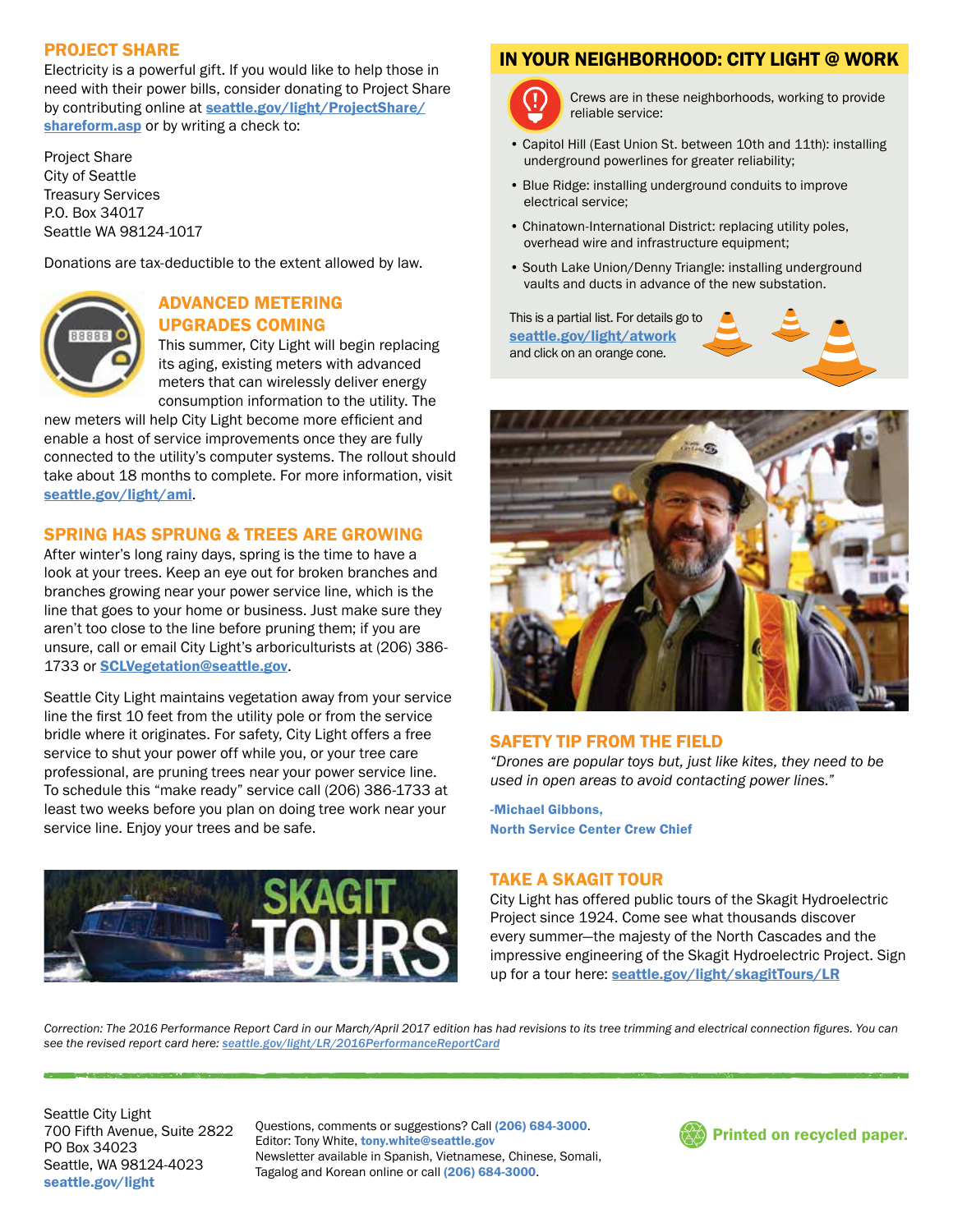## PROJECT SHARE

Electricity is a powerful gift. If you would like to help those in need with their power bills, consider donating to Project Share by contributing online at seattle.gov/light/ProjectShare/shareform.asp or by writing a check to:

Project Share
City of Seattle
Treasury Services
P.O. Box 34017
Seattle WA 98124-1017

Donations are tax-deductible to the extent allowed by law.

## ADVANCED METERING UPGRADES COMING

This summer, City Light will begin replacing its aging, existing meters with advanced meters that can wirelessly deliver energy consumption information to the utility. The new meters will help City Light become more efficient and enable a host of service improvements once they are fully connected to the utility's computer systems. The rollout should take about 18 months to complete. For more information, visit seattle.gov/light/ami.

## SPRING HAS SPRUNG & TREES ARE GROWING

After winter's long rainy days, spring is the time to have a look at your trees. Keep an eye out for broken branches and branches growing near your power service line, which is the line that goes to your home or business. Just make sure they aren't too close to the line before pruning them; if you are unsure, call or email City Light's arboriculturists at (206) 386-1733 or SCLVegetation@seattle.gov.

Seattle City Light maintains vegetation away from your service line the first 10 feet from the utility pole or from the service bridle where it originates. For safety, City Light offers a free service to shut your power off while you, or your tree care professional, are pruning trees near your power service line. To schedule this "make ready" service call (206) 386-1733 at least two weeks before you plan on doing tree work near your service line. Enjoy your trees and be safe.

## IN YOUR NEIGHBORHOOD: CITY LIGHT @ WORK

Crews are in these neighborhoods, working to provide reliable service:

- Capitol Hill (East Union St. between 10th and 11th): installing underground powerlines for greater reliability;
- Blue Ridge: installing underground conduits to improve electrical service;
- Chinatown-International District: replacing utility poles, overhead wire and infrastructure equipment;
- South Lake Union/Denny Triangle: installing underground vaults and ducts in advance of the new substation.

This is a partial list. For details go to seattle.gov/light/atwork and click on an orange cone.

## SAFETY TIP FROM THE FIELD

*"Drones are popular toys but, just like kites, they need to be used in open areas to avoid contacting power lines."*

**-Michael Gibbons,**
**North Service Center Crew Chief**

## TAKE A SKAGIT TOUR

City Light has offered public tours of the Skagit Hydroelectric Project since 1924. Come see what thousands discover every summer—the majesty of the North Cascades and the impressive engineering of the Skagit Hydroelectric Project. Sign up for a tour here: seattle.gov/light/skagitTours/LR

*Correction: The 2016 Performance Report Card in our March/April 2017 edition has had revisions to its tree trimming and electrical connection figures. You can see the revised report card here: seattle.gov/light/LR/2016PerformanceReportCard*

Seattle City Light
700 Fifth Avenue, Suite 2822
PO Box 34023
Seattle, WA 98124-4023
**seattle.gov/light**

Questions, comments or suggestions? Call **(206) 684-3000**.
Editor: Tony White, **tony.white@seattle.gov**
Newsletter available in Spanish, Vietnamese, Chinese, Somali, Tagalog and Korean online or call **(206) 684-3000**.

**Printed on recycled paper.**